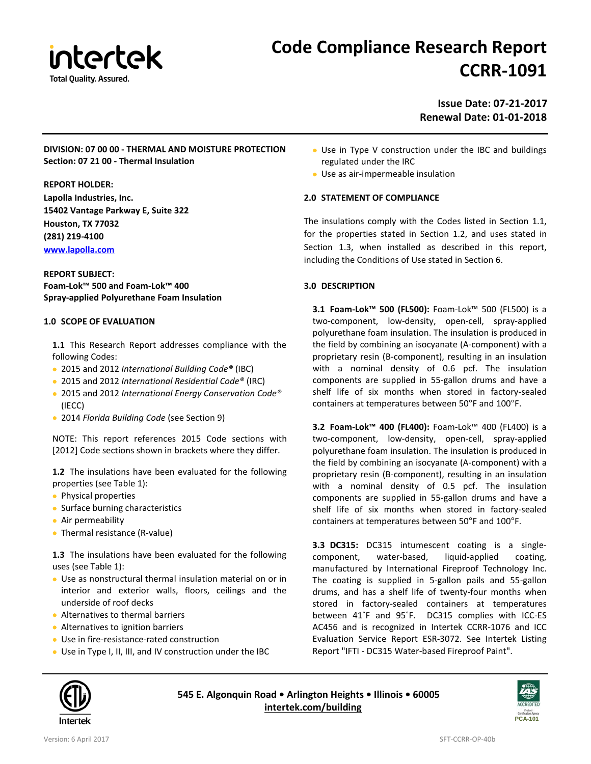# Code Compliance Research Report CCRR-1091

**Issue Date: 07-21-2017**
**Renewal Date: 01-01-2018**

**DIVISION: 07 00 00 - THERMAL AND MOISTURE PROTECTION**
**Section: 07 21 00 - Thermal Insulation**

**REPORT HOLDER:**
**Lapolla Industries, Inc.**
**15402 Vantage Parkway E, Suite 322**
**Houston, TX 77032**
**(281) 219-4100**
**www.lapolla.com**

**REPORT SUBJECT:**
**Foam-Lok™ 500 and Foam-Lok™ 400**
**Spray-applied Polyurethane Foam Insulation**

## 1.0 SCOPE OF EVALUATION

**1.1** This Research Report addresses compliance with the following Codes:

- 2015 and 2012 *International Building Code®* (IBC)
- 2015 and 2012 *International Residential Code®* (IRC)
- 2015 and 2012 *International Energy Conservation Code®* (IECC)
- 2014 *Florida Building Code* (see Section 9)

NOTE: This report references 2015 Code sections with [2012] Code sections shown in brackets where they differ.

**1.2** The insulations have been evaluated for the following properties (see Table 1):

- Physical properties
- Surface burning characteristics
- Air permeability
- Thermal resistance (R-value)

**1.3** The insulations have been evaluated for the following uses (see Table 1):

- Use as nonstructural thermal insulation material on or in interior and exterior walls, floors, ceilings and the underside of roof decks
- Alternatives to thermal barriers
- Alternatives to ignition barriers
- Use in fire-resistance-rated construction
- Use in Type I, II, III, and IV construction under the IBC
- Use in Type V construction under the IBC and buildings regulated under the IRC
- Use as air-impermeable insulation

## 2.0 STATEMENT OF COMPLIANCE

The insulations comply with the Codes listed in Section 1.1, for the properties stated in Section 1.2, and uses stated in Section 1.3, when installed as described in this report, including the Conditions of Use stated in Section 6.

## 3.0 DESCRIPTION

**3.1 Foam-Lok™ 500 (FL500):** Foam-Lok™ 500 (FL500) is a two-component, low-density, open-cell, spray-applied polyurethane foam insulation. The insulation is produced in the field by combining an isocyanate (A-component) with a proprietary resin (B-component), resulting in an insulation with a nominal density of 0.6 pcf. The insulation components are supplied in 55-gallon drums and have a shelf life of six months when stored in factory-sealed containers at temperatures between 50°F and 100°F.

**3.2 Foam-Lok™ 400 (FL400):** Foam-Lok™ 400 (FL400) is a two-component, low-density, open-cell, spray-applied polyurethane foam insulation. The insulation is produced in the field by combining an isocyanate (A-component) with a proprietary resin (B-component), resulting in an insulation with a nominal density of 0.5 pcf. The insulation components are supplied in 55-gallon drums and have a shelf life of six months when stored in factory-sealed containers at temperatures between 50°F and 100°F.

**3.3 DC315:** DC315 intumescent coating is a single-component, water-based, liquid-applied coating, manufactured by International Fireproof Technology Inc. The coating is supplied in 5-gallon pails and 55-gallon drums, and has a shelf life of twenty-four months when stored in factory-sealed containers at temperatures between 41˚F and 95˚F. DC315 complies with ICC-ES AC456 and is recognized in Intertek CCRR-1076 and ICC Evaluation Service Report ESR-3072. See Intertek Listing Report "IFTI - DC315 Water-based Fireproof Paint".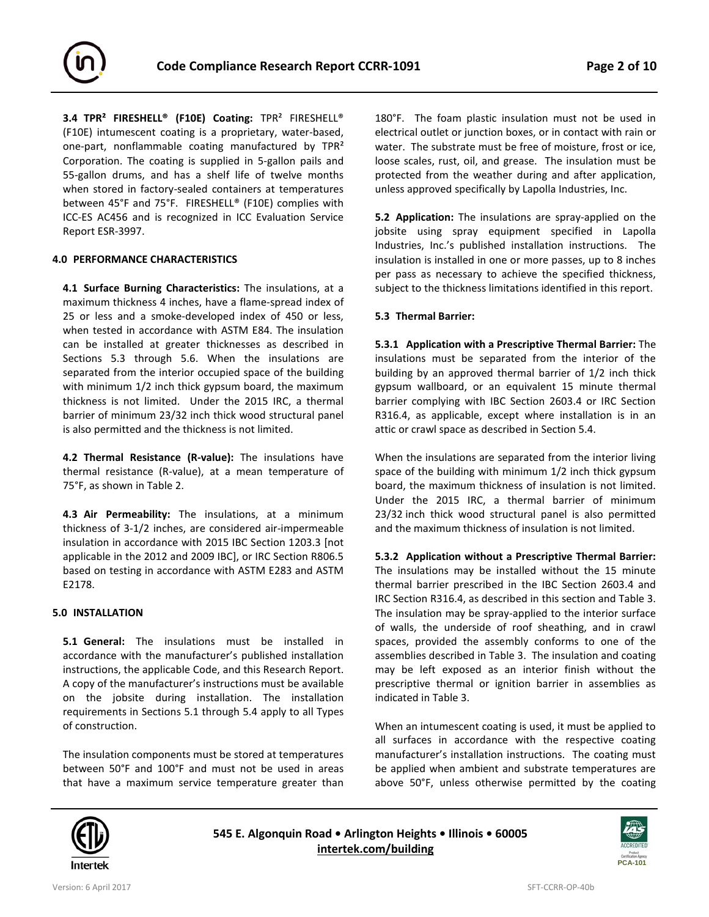**3.4 TPR² FIRESHELL® (F10E) Coating:** TPR² FIRESHELL® (F10E) intumescent coating is a proprietary, water-based, one-part, nonflammable coating manufactured by TPR² Corporation. The coating is supplied in 5-gallon pails and 55-gallon drums, and has a shelf life of twelve months when stored in factory-sealed containers at temperatures between 45°F and 75°F. FIRESHELL® (F10E) complies with ICC-ES AC456 and is recognized in ICC Evaluation Service Report ESR-3997.

## 4.0 PERFORMANCE CHARACTERISTICS

**4.1 Surface Burning Characteristics:** The insulations, at a maximum thickness 4 inches, have a flame-spread index of 25 or less and a smoke-developed index of 450 or less, when tested in accordance with ASTM E84. The insulation can be installed at greater thicknesses as described in Sections 5.3 through 5.6. When the insulations are separated from the interior occupied space of the building with minimum 1/2 inch thick gypsum board, the maximum thickness is not limited. Under the 2015 IRC, a thermal barrier of minimum 23/32 inch thick wood structural panel is also permitted and the thickness is not limited.

**4.2 Thermal Resistance (R-value):** The insulations have thermal resistance (R-value), at a mean temperature of 75°F, as shown in Table 2.

**4.3 Air Permeability:** The insulations, at a minimum thickness of 3-1/2 inches, are considered air-impermeable insulation in accordance with 2015 IBC Section 1203.3 [not applicable in the 2012 and 2009 IBC], or IRC Section R806.5 based on testing in accordance with ASTM E283 and ASTM E2178.

## 5.0 INSTALLATION

**5.1 General:** The insulations must be installed in accordance with the manufacturer's published installation instructions, the applicable Code, and this Research Report. A copy of the manufacturer's instructions must be available on the jobsite during installation. The installation requirements in Sections 5.1 through 5.4 apply to all Types of construction.

The insulation components must be stored at temperatures between 50°F and 100°F and must not be used in areas that have a maximum service temperature greater than 180°F. The foam plastic insulation must not be used in electrical outlet or junction boxes, or in contact with rain or water. The substrate must be free of moisture, frost or ice, loose scales, rust, oil, and grease. The insulation must be protected from the weather during and after application, unless approved specifically by Lapolla Industries, Inc.

**5.2 Application:** The insulations are spray-applied on the jobsite using spray equipment specified in Lapolla Industries, Inc.'s published installation instructions. The insulation is installed in one or more passes, up to 8 inches per pass as necessary to achieve the specified thickness, subject to the thickness limitations identified in this report.

**5.3 Thermal Barrier:**

**5.3.1 Application with a Prescriptive Thermal Barrier:** The insulations must be separated from the interior of the building by an approved thermal barrier of 1/2 inch thick gypsum wallboard, or an equivalent 15 minute thermal barrier complying with IBC Section 2603.4 or IRC Section R316.4, as applicable, except where installation is in an attic or crawl space as described in Section 5.4.

When the insulations are separated from the interior living space of the building with minimum 1/2 inch thick gypsum board, the maximum thickness of insulation is not limited. Under the 2015 IRC, a thermal barrier of minimum 23/32 inch thick wood structural panel is also permitted and the maximum thickness of insulation is not limited.

**5.3.2 Application without a Prescriptive Thermal Barrier:** The insulations may be installed without the 15 minute thermal barrier prescribed in the IBC Section 2603.4 and IRC Section R316.4, as described in this section and Table 3. The insulation may be spray-applied to the interior surface of walls, the underside of roof sheathing, and in crawl spaces, provided the assembly conforms to one of the assemblies described in Table 3. The insulation and coating may be left exposed as an interior finish without the prescriptive thermal or ignition barrier in assemblies as indicated in Table 3.

When an intumescent coating is used, it must be applied to all surfaces in accordance with the respective coating manufacturer's installation instructions. The coating must be applied when ambient and substrate temperatures are above 50°F, unless otherwise permitted by the coating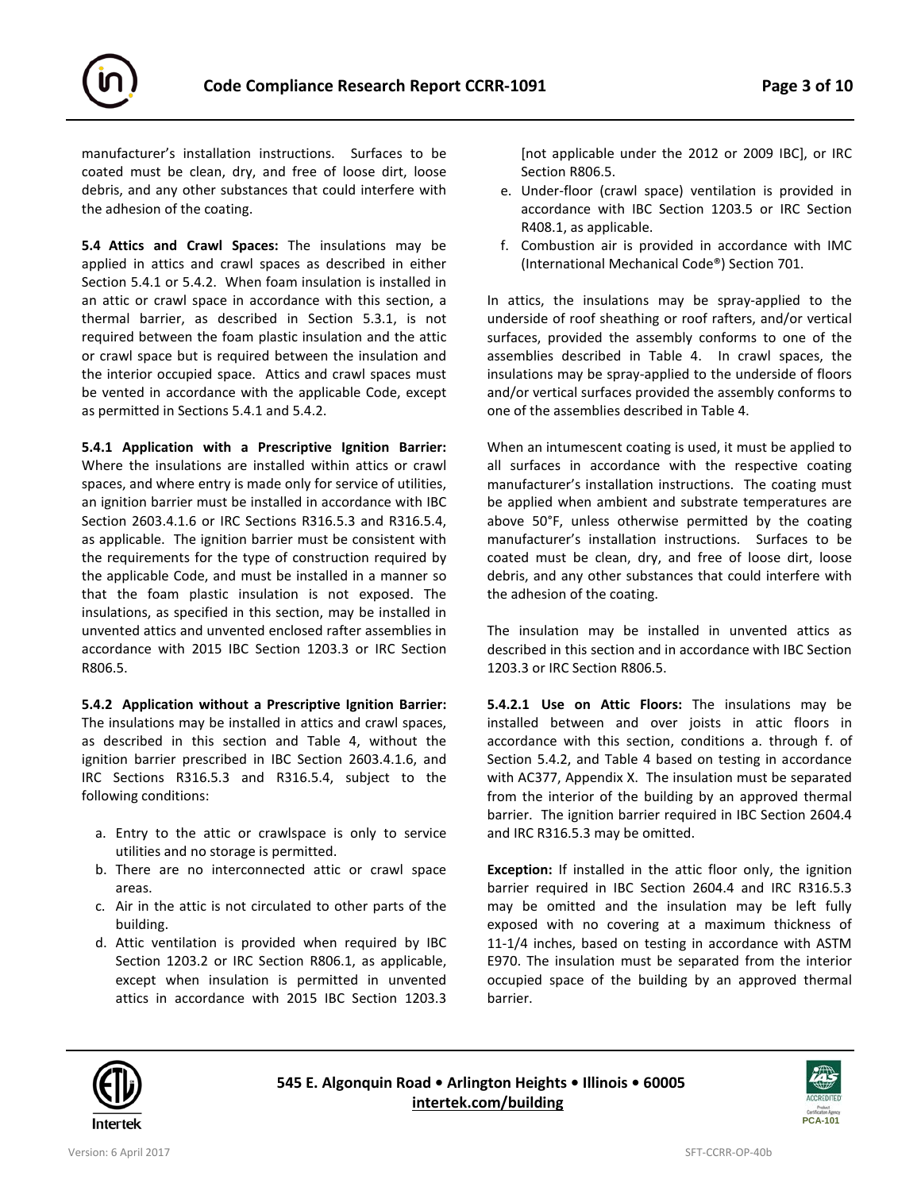manufacturer's installation instructions. Surfaces to be coated must be clean, dry, and free of loose dirt, loose debris, and any other substances that could interfere with the adhesion of the coating.

**5.4 Attics and Crawl Spaces:** The insulations may be applied in attics and crawl spaces as described in either Section 5.4.1 or 5.4.2. When foam insulation is installed in an attic or crawl space in accordance with this section, a thermal barrier, as described in Section 5.3.1, is not required between the foam plastic insulation and the attic or crawl space but is required between the insulation and the interior occupied space. Attics and crawl spaces must be vented in accordance with the applicable Code, except as permitted in Sections 5.4.1 and 5.4.2.

**5.4.1 Application with a Prescriptive Ignition Barrier:** Where the insulations are installed within attics or crawl spaces, and where entry is made only for service of utilities, an ignition barrier must be installed in accordance with IBC Section 2603.4.1.6 or IRC Sections R316.5.3 and R316.5.4, as applicable. The ignition barrier must be consistent with the requirements for the type of construction required by the applicable Code, and must be installed in a manner so that the foam plastic insulation is not exposed. The insulations, as specified in this section, may be installed in unvented attics and unvented enclosed rafter assemblies in accordance with 2015 IBC Section 1203.3 or IRC Section R806.5.

**5.4.2 Application without a Prescriptive Ignition Barrier:** The insulations may be installed in attics and crawl spaces, as described in this section and Table 4, without the ignition barrier prescribed in IBC Section 2603.4.1.6, and IRC Sections R316.5.3 and R316.5.4, subject to the following conditions:

a. Entry to the attic or crawlspace is only to service utilities and no storage is permitted.
b. There are no interconnected attic or crawl space areas.
c. Air in the attic is not circulated to other parts of the building.
d. Attic ventilation is provided when required by IBC Section 1203.2 or IRC Section R806.1, as applicable, except when insulation is permitted in unvented attics in accordance with 2015 IBC Section 1203.3 [not applicable under the 2012 or 2009 IBC], or IRC Section R806.5.
e. Under-floor (crawl space) ventilation is provided in accordance with IBC Section 1203.5 or IRC Section R408.1, as applicable.
f. Combustion air is provided in accordance with IMC (International Mechanical Code®) Section 701.

In attics, the insulations may be spray-applied to the underside of roof sheathing or roof rafters, and/or vertical surfaces, provided the assembly conforms to one of the assemblies described in Table 4. In crawl spaces, the insulations may be spray-applied to the underside of floors and/or vertical surfaces provided the assembly conforms to one of the assemblies described in Table 4.

When an intumescent coating is used, it must be applied to all surfaces in accordance with the respective coating manufacturer's installation instructions. The coating must be applied when ambient and substrate temperatures are above 50°F, unless otherwise permitted by the coating manufacturer's installation instructions. Surfaces to be coated must be clean, dry, and free of loose dirt, loose debris, and any other substances that could interfere with the adhesion of the coating.

The insulation may be installed in unvented attics as described in this section and in accordance with IBC Section 1203.3 or IRC Section R806.5.

**5.4.2.1 Use on Attic Floors:** The insulations may be installed between and over joists in attic floors in accordance with this section, conditions a. through f. of Section 5.4.2, and Table 4 based on testing in accordance with AC377, Appendix X. The insulation must be separated from the interior of the building by an approved thermal barrier. The ignition barrier required in IBC Section 2604.4 and IRC R316.5.3 may be omitted.

**Exception:** If installed in the attic floor only, the ignition barrier required in IBC Section 2604.4 and IRC R316.5.3 may be omitted and the insulation may be left fully exposed with no covering at a maximum thickness of 11-1/4 inches, based on testing in accordance with ASTM E970. The insulation must be separated from the interior occupied space of the building by an approved thermal barrier.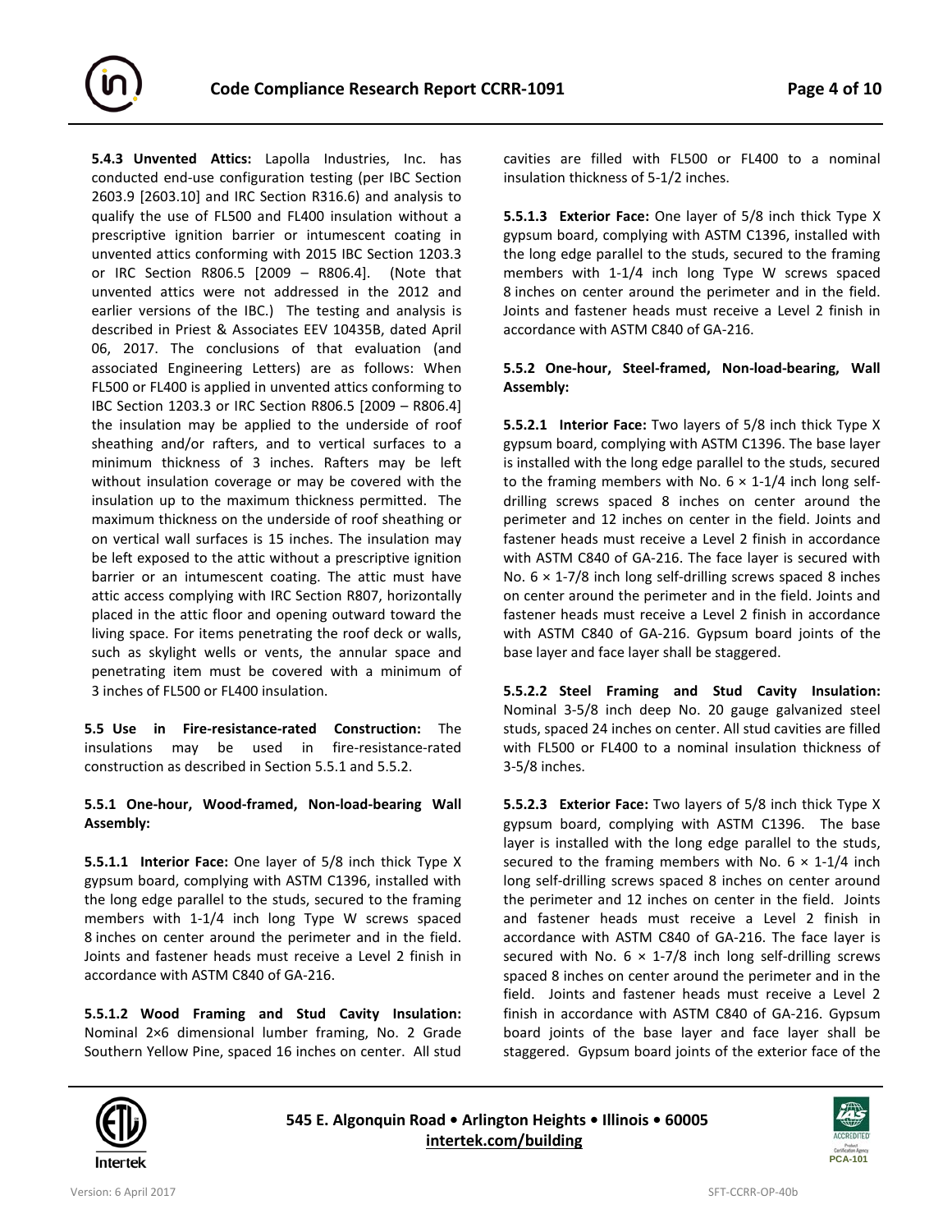**5.4.3 Unvented Attics:** Lapolla Industries, Inc. has conducted end-use configuration testing (per IBC Section 2603.9 [2603.10] and IRC Section R316.6) and analysis to qualify the use of FL500 and FL400 insulation without a prescriptive ignition barrier or intumescent coating in unvented attics conforming with 2015 IBC Section 1203.3 or IRC Section R806.5 [2009 – R806.4]. (Note that unvented attics were not addressed in the 2012 and earlier versions of the IBC.) The testing and analysis is described in Priest & Associates EEV 10435B, dated April 06, 2017. The conclusions of that evaluation (and associated Engineering Letters) are as follows: When FL500 or FL400 is applied in unvented attics conforming to IBC Section 1203.3 or IRC Section R806.5 [2009 – R806.4] the insulation may be applied to the underside of roof sheathing and/or rafters, and to vertical surfaces to a minimum thickness of 3 inches. Rafters may be left without insulation coverage or may be covered with the insulation up to the maximum thickness permitted. The maximum thickness on the underside of roof sheathing or on vertical wall surfaces is 15 inches. The insulation may be left exposed to the attic without a prescriptive ignition barrier or an intumescent coating. The attic must have attic access complying with IRC Section R807, horizontally placed in the attic floor and opening outward toward the living space. For items penetrating the roof deck or walls, such as skylight wells or vents, the annular space and penetrating item must be covered with a minimum of 3 inches of FL500 or FL400 insulation.

**5.5 Use in Fire-resistance-rated Construction:** The insulations may be used in fire-resistance-rated construction as described in Section 5.5.1 and 5.5.2.

**5.5.1 One-hour, Wood-framed, Non-load-bearing Wall Assembly:**

**5.5.1.1 Interior Face:** One layer of 5/8 inch thick Type X gypsum board, complying with ASTM C1396, installed with the long edge parallel to the studs, secured to the framing members with 1-1/4 inch long Type W screws spaced 8 inches on center around the perimeter and in the field. Joints and fastener heads must receive a Level 2 finish in accordance with ASTM C840 of GA-216.

**5.5.1.2 Wood Framing and Stud Cavity Insulation:** Nominal 2×6 dimensional lumber framing, No. 2 Grade Southern Yellow Pine, spaced 16 inches on center. All stud cavities are filled with FL500 or FL400 to a nominal insulation thickness of 5-1/2 inches.

**5.5.1.3 Exterior Face:** One layer of 5/8 inch thick Type X gypsum board, complying with ASTM C1396, installed with the long edge parallel to the studs, secured to the framing members with 1-1/4 inch long Type W screws spaced 8 inches on center around the perimeter and in the field. Joints and fastener heads must receive a Level 2 finish in accordance with ASTM C840 of GA-216.

**5.5.2 One-hour, Steel-framed, Non-load-bearing, Wall Assembly:**

**5.5.2.1 Interior Face:** Two layers of 5/8 inch thick Type X gypsum board, complying with ASTM C1396. The base layer is installed with the long edge parallel to the studs, secured to the framing members with No. 6 × 1-1/4 inch long self-drilling screws spaced 8 inches on center around the perimeter and 12 inches on center in the field. Joints and fastener heads must receive a Level 2 finish in accordance with ASTM C840 of GA-216. The face layer is secured with No. 6 × 1-7/8 inch long self-drilling screws spaced 8 inches on center around the perimeter and in the field. Joints and fastener heads must receive a Level 2 finish in accordance with ASTM C840 of GA-216. Gypsum board joints of the base layer and face layer shall be staggered.

**5.5.2.2 Steel Framing and Stud Cavity Insulation:** Nominal 3-5/8 inch deep No. 20 gauge galvanized steel studs, spaced 24 inches on center. All stud cavities are filled with FL500 or FL400 to a nominal insulation thickness of 3-5/8 inches.

**5.5.2.3 Exterior Face:** Two layers of 5/8 inch thick Type X gypsum board, complying with ASTM C1396. The base layer is installed with the long edge parallel to the studs, secured to the framing members with No. 6 × 1-1/4 inch long self-drilling screws spaced 8 inches on center around the perimeter and 12 inches on center in the field. Joints and fastener heads must receive a Level 2 finish in accordance with ASTM C840 of GA-216. The face layer is secured with No. 6 × 1-7/8 inch long self-drilling screws spaced 8 inches on center around the perimeter and in the field. Joints and fastener heads must receive a Level 2 finish in accordance with ASTM C840 of GA-216. Gypsum board joints of the base layer and face layer shall be staggered. Gypsum board joints of the exterior face of the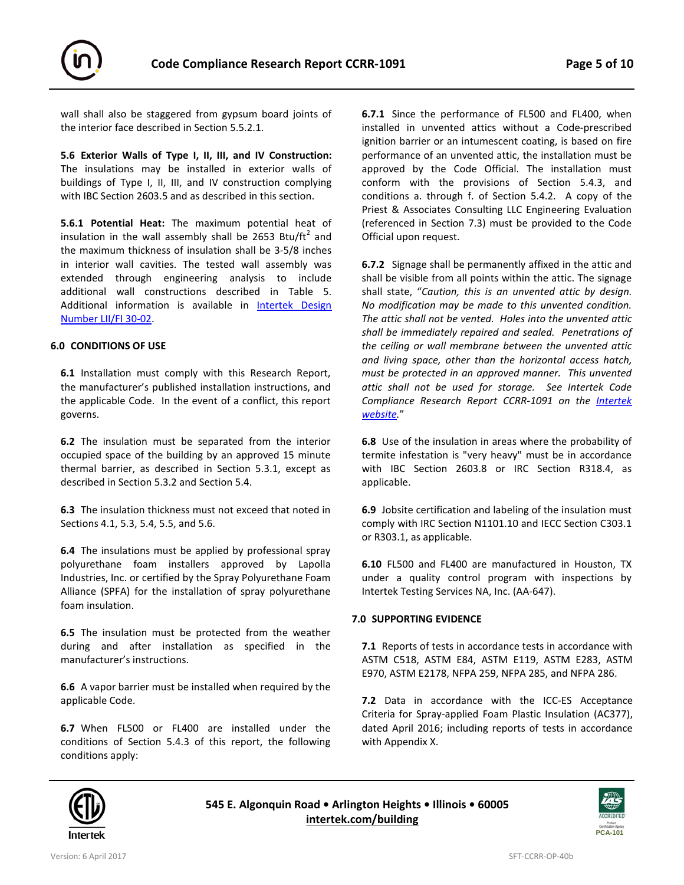wall shall also be staggered from gypsum board joints of the interior face described in Section 5.5.2.1.

**5.6 Exterior Walls of Type I, II, III, and IV Construction:** The insulations may be installed in exterior walls of buildings of Type I, II, III, and IV construction complying with IBC Section 2603.5 and as described in this section.

**5.6.1 Potential Heat:** The maximum potential heat of insulation in the wall assembly shall be 2653 Btu/ft$^2$ and the maximum thickness of insulation shall be 3-5/8 inches in interior wall cavities. The tested wall assembly was extended through engineering analysis to include additional wall constructions described in Table 5. Additional information is available in [Intertek Design Number LII/FI 30-02](#).

## 6.0 CONDITIONS OF USE

**6.1** Installation must comply with this Research Report, the manufacturer's published installation instructions, and the applicable Code. In the event of a conflict, this report governs.

**6.2** The insulation must be separated from the interior occupied space of the building by an approved 15 minute thermal barrier, as described in Section 5.3.1, except as described in Section 5.3.2 and Section 5.4.

**6.3** The insulation thickness must not exceed that noted in Sections 4.1, 5.3, 5.4, 5.5, and 5.6.

**6.4** The insulations must be applied by professional spray polyurethane foam installers approved by Lapolla Industries, Inc. or certified by the Spray Polyurethane Foam Alliance (SPFA) for the installation of spray polyurethane foam insulation.

**6.5** The insulation must be protected from the weather during and after installation as specified in the manufacturer's instructions.

**6.6** A vapor barrier must be installed when required by the applicable Code.

**6.7** When FL500 or FL400 are installed under the conditions of Section 5.4.3 of this report, the following conditions apply:

**6.7.1** Since the performance of FL500 and FL400, when installed in unvented attics without a Code-prescribed ignition barrier or an intumescent coating, is based on fire performance of an unvented attic, the installation must be approved by the Code Official. The installation must conform with the provisions of Section 5.4.3, and conditions a. through f. of Section 5.4.2. A copy of the Priest & Associates Consulting LLC Engineering Evaluation (referenced in Section 7.3) must be provided to the Code Official upon request.

**6.7.2** Signage shall be permanently affixed in the attic and shall be visible from all points within the attic. The signage shall state, "*Caution, this is an unvented attic by design. No modification may be made to this unvented condition. The attic shall not be vented. Holes into the unvented attic shall be immediately repaired and sealed. Penetrations of the ceiling or wall membrane between the unvented attic and living space, other than the horizontal access hatch, must be protected in an approved manner. This unvented attic shall not be used for storage. See Intertek Code Compliance Research Report CCRR-1091 on the [Intertek website](#).*"

**6.8** Use of the insulation in areas where the probability of termite infestation is "very heavy" must be in accordance with IBC Section 2603.8 or IRC Section R318.4, as applicable.

**6.9** Jobsite certification and labeling of the insulation must comply with IRC Section N1101.10 and IECC Section C303.1 or R303.1, as applicable.

**6.10** FL500 and FL400 are manufactured in Houston, TX under a quality control program with inspections by Intertek Testing Services NA, Inc. (AA-647).

## 7.0 SUPPORTING EVIDENCE

**7.1** Reports of tests in accordance tests in accordance with ASTM C518, ASTM E84, ASTM E119, ASTM E283, ASTM E970, ASTM E2178, NFPA 259, NFPA 285, and NFPA 286.

**7.2** Data in accordance with the ICC-ES Acceptance Criteria for Spray-applied Foam Plastic Insulation (AC377), dated April 2016; including reports of tests in accordance with Appendix X.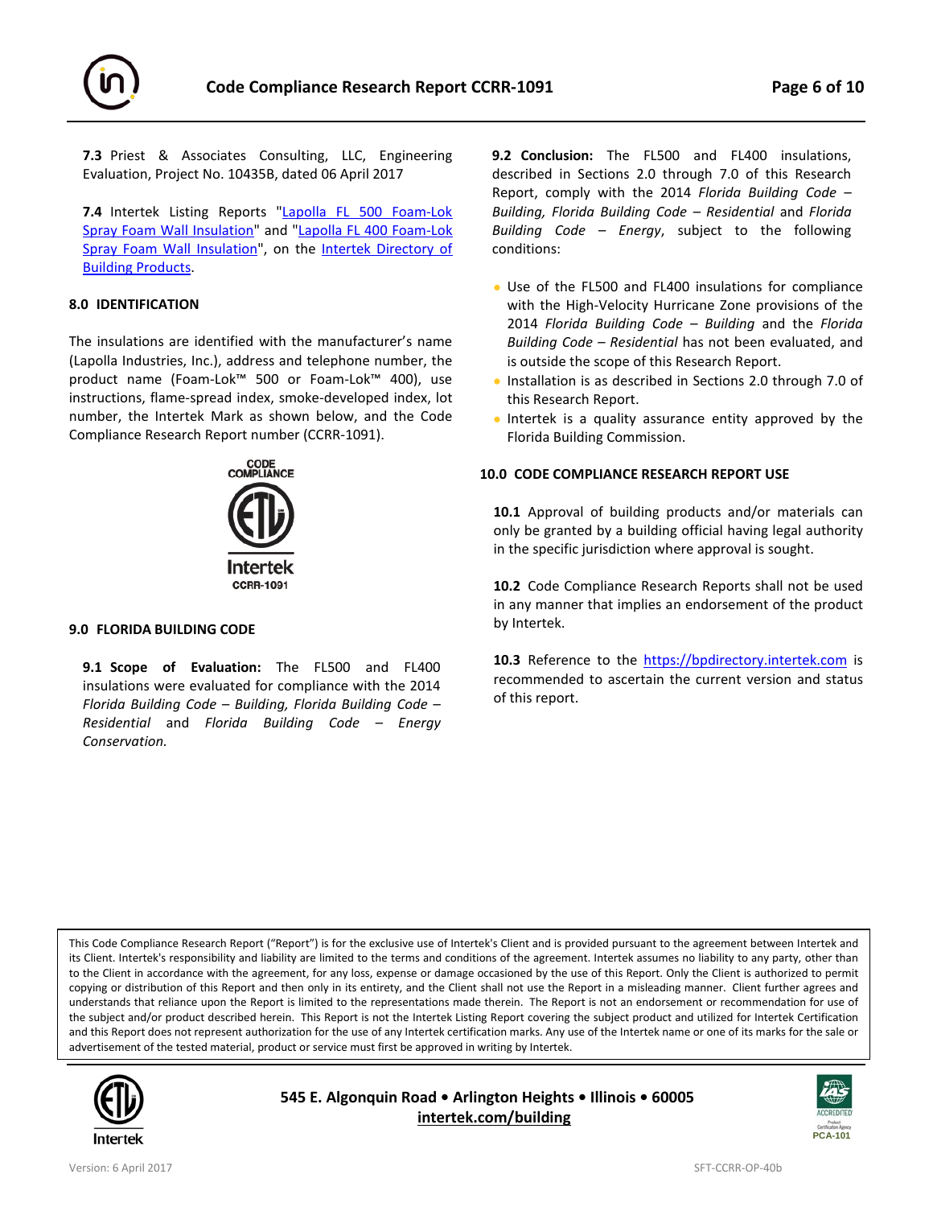**7.3** Priest & Associates Consulting, LLC, Engineering Evaluation, Project No. 10435B, dated 06 April 2017

**7.4** Intertek Listing Reports "Lapolla FL 500 Foam-Lok Spray Foam Wall Insulation" and "Lapolla FL 400 Foam-Lok Spray Foam Wall Insulation", on the Intertek Directory of Building Products.

## 8.0 IDENTIFICATION

The insulations are identified with the manufacturer's name (Lapolla Industries, Inc.), address and telephone number, the product name (Foam-Lok™ 500 or Foam-Lok™ 400), use instructions, flame-spread index, smoke-developed index, lot number, the Intertek Mark as shown below, and the Code Compliance Research Report number (CCRR-1091).

CODE COMPLIANCE
Intertek
CCRR-1091

## 9.0 FLORIDA BUILDING CODE

**9.1 Scope of Evaluation:** The FL500 and FL400 insulations were evaluated for compliance with the 2014 *Florida Building Code – Building, Florida Building Code – Residential* and *Florida Building Code – Energy Conservation.*

**9.2 Conclusion:** The FL500 and FL400 insulations, described in Sections 2.0 through 7.0 of this Research Report, comply with the 2014 *Florida Building Code – Building, Florida Building Code – Residential* and *Florida Building Code – Energy*, subject to the following conditions:

- Use of the FL500 and FL400 insulations for compliance with the High-Velocity Hurricane Zone provisions of the 2014 *Florida Building Code – Building* and the *Florida Building Code – Residential* has not been evaluated, and is outside the scope of this Research Report.
- Installation is as described in Sections 2.0 through 7.0 of this Research Report.
- Intertek is a quality assurance entity approved by the Florida Building Commission.

## 10.0 CODE COMPLIANCE RESEARCH REPORT USE

**10.1** Approval of building products and/or materials can only be granted by a building official having legal authority in the specific jurisdiction where approval is sought.

**10.2** Code Compliance Research Reports shall not be used in any manner that implies an endorsement of the product by Intertek.

**10.3** Reference to the https://bpdirectory.intertek.com is recommended to ascertain the current version and status of this report.

This Code Compliance Research Report ("Report") is for the exclusive use of Intertek's Client and is provided pursuant to the agreement between Intertek and its Client. Intertek's responsibility and liability are limited to the terms and conditions of the agreement. Intertek assumes no liability to any party, other than to the Client in accordance with the agreement, for any loss, expense or damage occasioned by the use of this Report. Only the Client is authorized to permit copying or distribution of this Report and then only in its entirety, and the Client shall not use the Report in a misleading manner. Client further agrees and understands that reliance upon the Report is limited to the representations made therein. The Report is not an endorsement or recommendation for use of the subject and/or product described herein. This Report is not the Intertek Listing Report covering the subject product and utilized for Intertek Certification and this Report does not represent authorization for the use of any Intertek certification marks. Any use of the Intertek name or one of its marks for the sale or advertisement of the tested material, product or service must first be approved in writing by Intertek.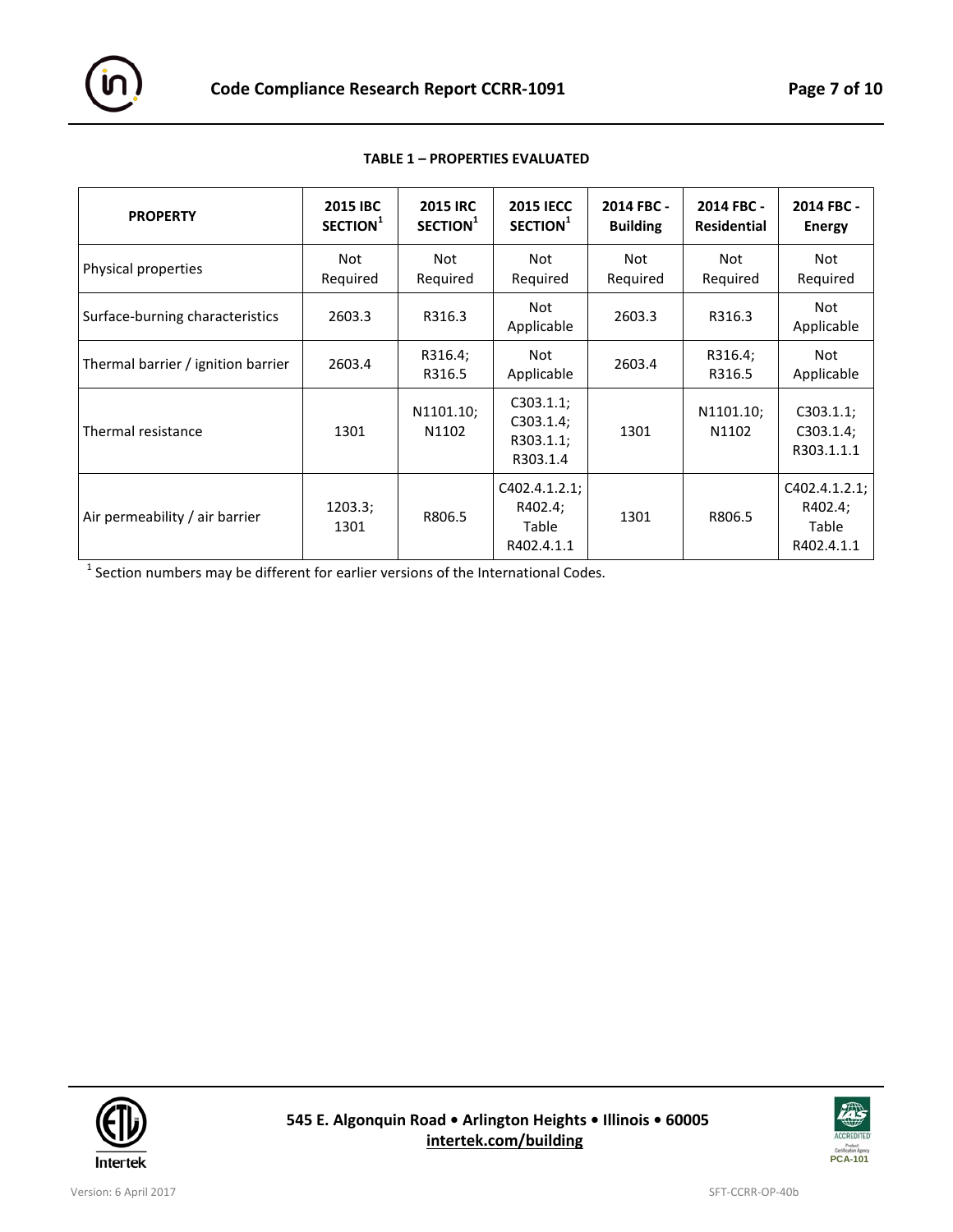**TABLE 1 – PROPERTIES EVALUATED**

| PROPERTY | 2015 IBC SECTION[1] | 2015 IRC SECTION[1] | 2015 IECC SECTION[1] | 2014 FBC - Building | 2014 FBC - Residential | 2014 FBC - Energy |
|---|---|---|---|---|---|---|
| Physical properties | Not Required | Not Required | Not Required | Not Required | Not Required | Not Required |
| Surface-burning characteristics | 2603.3 | R316.3 | Not Applicable | 2603.3 | R316.3 | Not Applicable |
| Thermal barrier / ignition barrier | 2603.4 | R316.4; R316.5 | Not Applicable | 2603.4 | R316.4; R316.5 | Not Applicable |
| Thermal resistance | 1301 | N1101.10; N1102 | C303.1.1; C303.1.4; R303.1.1; R303.1.4 | 1301 | N1101.10; N1102 | C303.1.1; C303.1.4; R303.1.1.1 |
| Air permeability / air barrier | 1203.3; 1301 | R806.5 | C402.4.1.2.1; R402.4; Table R402.4.1.1 | 1301 | R806.5 | C402.4.1.2.1; R402.4; Table R402.4.1.1 |

[1] Section numbers may be different for earlier versions of the International Codes.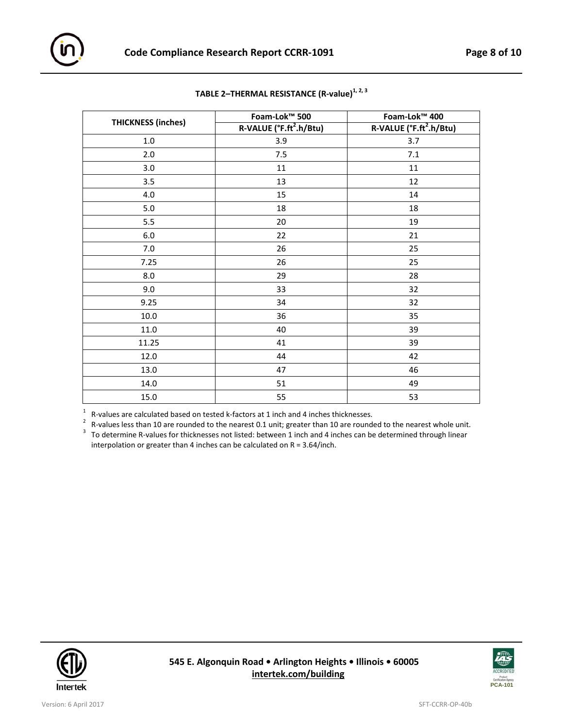## TABLE 2–THERMAL RESISTANCE (R-value)[1, 2, 3]

| THICKNESS (inches) | Foam-Lok™ 500 | Foam-Lok™ 400 |
|---|---|---|
| | R-VALUE (°F.ft$^2$.h/Btu) | R-VALUE (°F.ft$^2$.h/Btu) |
| 1.0 | 3.9 | 3.7 |
| 2.0 | 7.5 | 7.1 |
| 3.0 | 11 | 11 |
| 3.5 | 13 | 12 |
| 4.0 | 15 | 14 |
| 5.0 | 18 | 18 |
| 5.5 | 20 | 19 |
| 6.0 | 22 | 21 |
| 7.0 | 26 | 25 |
| 7.25 | 26 | 25 |
| 8.0 | 29 | 28 |
| 9.0 | 33 | 32 |
| 9.25 | 34 | 32 |
| 10.0 | 36 | 35 |
| 11.0 | 40 | 39 |
| 11.25 | 41 | 39 |
| 12.0 | 44 | 42 |
| 13.0 | 47 | 46 |
| 14.0 | 51 | 49 |
| 15.0 | 55 | 53 |

[1] R-values are calculated based on tested k-factors at 1 inch and 4 inches thicknesses.

[2] R-values less than 10 are rounded to the nearest 0.1 unit; greater than 10 are rounded to the nearest whole unit.

[3] To determine R-values for thicknesses not listed: between 1 inch and 4 inches can be determined through linear interpolation or greater than 4 inches can be calculated on R = 3.64/inch.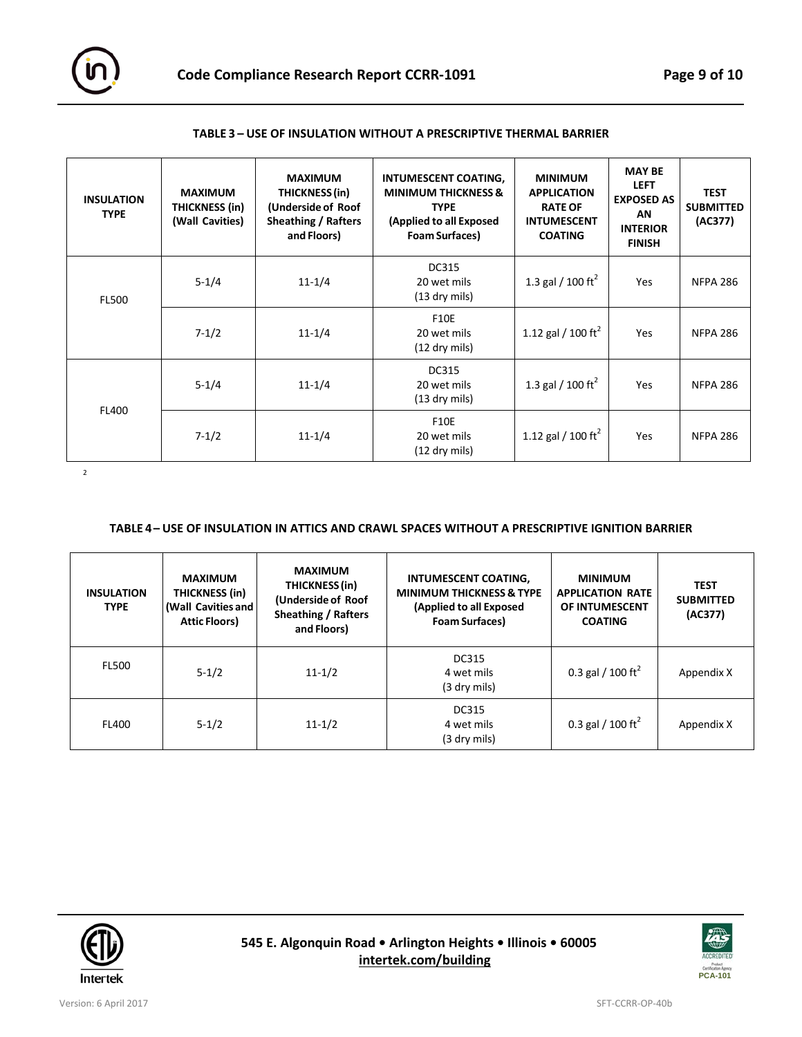**TABLE 3 – USE OF INSULATION WITHOUT A PRESCRIPTIVE THERMAL BARRIER**

| INSULATION TYPE | MAXIMUM THICKNESS (in) (Wall Cavities) | MAXIMUM THICKNESS (in) (Underside of Roof Sheathing / Rafters and Floors) | INTUMESCENT COATING, MINIMUM THICKNESS & TYPE (Applied to all Exposed Foam Surfaces) | MINIMUM APPLICATION RATE OF INTUMESCENT COATING | MAY BE LEFT EXPOSED AS AN INTERIOR FINISH | TEST SUBMITTED (AC377) |
|---|---|---|---|---|---|---|
| FL500 | 5-1/4 | 11-1/4 | DC315 20 wet mils (13 dry mils) | 1.3 gal / 100 $ft^2$ | Yes | NFPA 286 |
| | 7-1/2 | 11-1/4 | F10E 20 wet mils (12 dry mils) | 1.12 gal / 100 $ft^2$ | Yes | NFPA 286 |
| FL400 | 5-1/4 | 11-1/4 | DC315 20 wet mils (13 dry mils) | 1.3 gal / 100 $ft^2$ | Yes | NFPA 286 |
| | 7-1/2 | 11-1/4 | F10E 20 wet mils (12 dry mils) | 1.12 gal / 100 $ft^2$ | Yes | NFPA 286 |

2

**TABLE 4 – USE OF INSULATION IN ATTICS AND CRAWL SPACES WITHOUT A PRESCRIPTIVE IGNITION BARRIER**

| INSULATION TYPE | MAXIMUM THICKNESS (in) (Wall Cavities and Attic Floors) | MAXIMUM THICKNESS (in) (Underside of Roof Sheathing / Rafters and Floors) | INTUMESCENT COATING, MINIMUM THICKNESS & TYPE (Applied to all Exposed Foam Surfaces) | MINIMUM APPLICATION RATE OF INTUMESCENT COATING | TEST SUBMITTED (AC377) |
|---|---|---|---|---|---|
| FL500 | 5-1/2 | 11-1/2 | DC315 4 wet mils (3 dry mils) | 0.3 gal / 100 $ft^2$ | Appendix X |
| FL400 | 5-1/2 | 11-1/2 | DC315 4 wet mils (3 dry mils) | 0.3 gal / 100 $ft^2$ | Appendix X |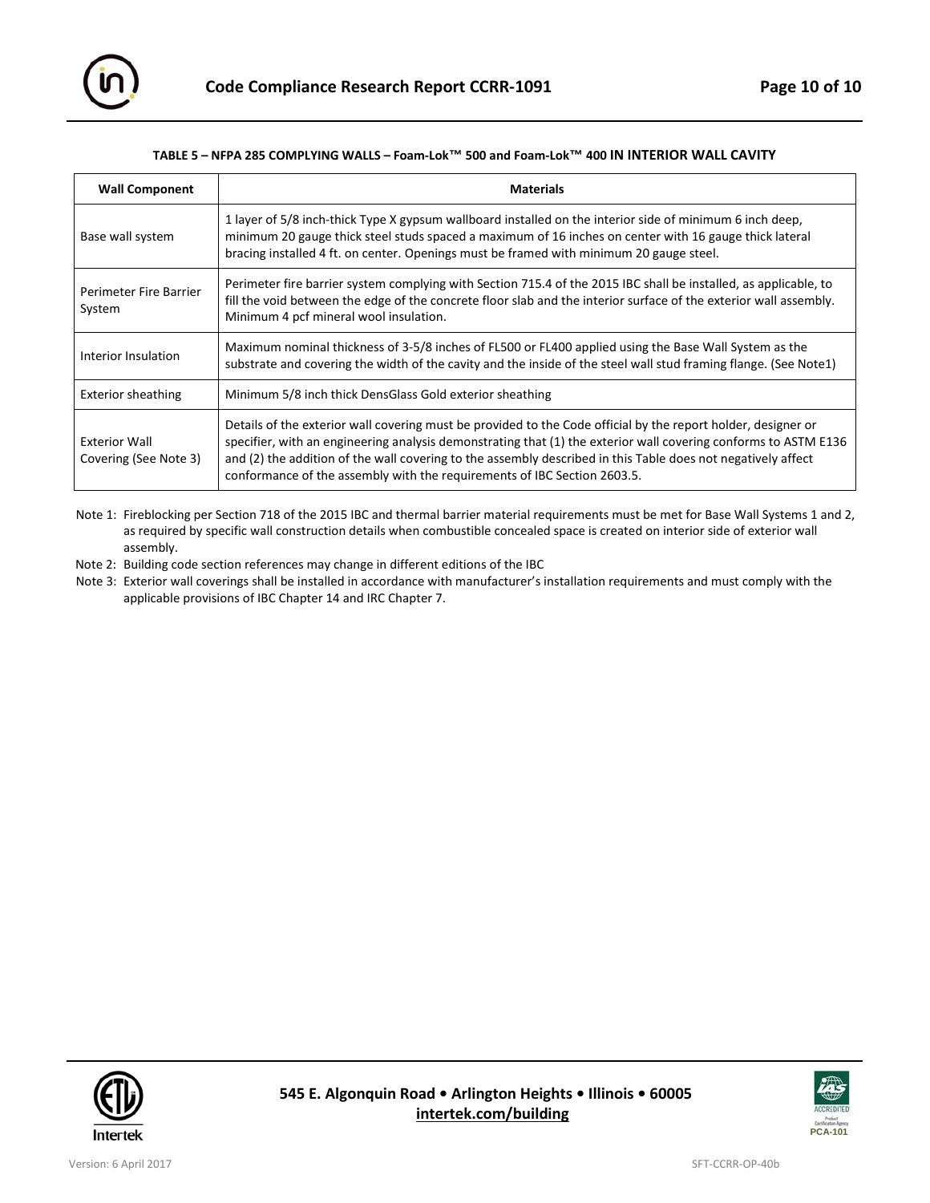**TABLE 5 – NFPA 285 COMPLYING WALLS – Foam-Lok™ 500 and Foam-Lok™ 400 IN INTERIOR WALL CAVITY**

| Wall Component | Materials |
|---|---|
| Base wall system | 1 layer of 5/8 inch-thick Type X gypsum wallboard installed on the interior side of minimum 6 inch deep, minimum 20 gauge thick steel studs spaced a maximum of 16 inches on center with 16 gauge thick lateral bracing installed 4 ft. on center. Openings must be framed with minimum 20 gauge steel. |
| Perimeter Fire Barrier System | Perimeter fire barrier system complying with Section 715.4 of the 2015 IBC shall be installed, as applicable, to fill the void between the edge of the concrete floor slab and the interior surface of the exterior wall assembly. Minimum 4 pcf mineral wool insulation. |
| Interior Insulation | Maximum nominal thickness of 3-5/8 inches of FL500 or FL400 applied using the Base Wall System as the substrate and covering the width of the cavity and the inside of the steel wall stud framing flange. (See Note1) |
| Exterior sheathing | Minimum 5/8 inch thick DensGlass Gold exterior sheathing |
| Exterior Wall Covering (See Note 3) | Details of the exterior wall covering must be provided to the Code official by the report holder, designer or specifier, with an engineering analysis demonstrating that (1) the exterior wall covering conforms to ASTM E136 and (2) the addition of the wall covering to the assembly described in this Table does not negatively affect conformance of the assembly with the requirements of IBC Section 2603.5. |

Note 1: Fireblocking per Section 718 of the 2015 IBC and thermal barrier material requirements must be met for Base Wall Systems 1 and 2, as required by specific wall construction details when combustible concealed space is created on interior side of exterior wall assembly.

Note 2: Building code section references may change in different editions of the IBC

Note 3: Exterior wall coverings shall be installed in accordance with manufacturer's installation requirements and must comply with the applicable provisions of IBC Chapter 14 and IRC Chapter 7.